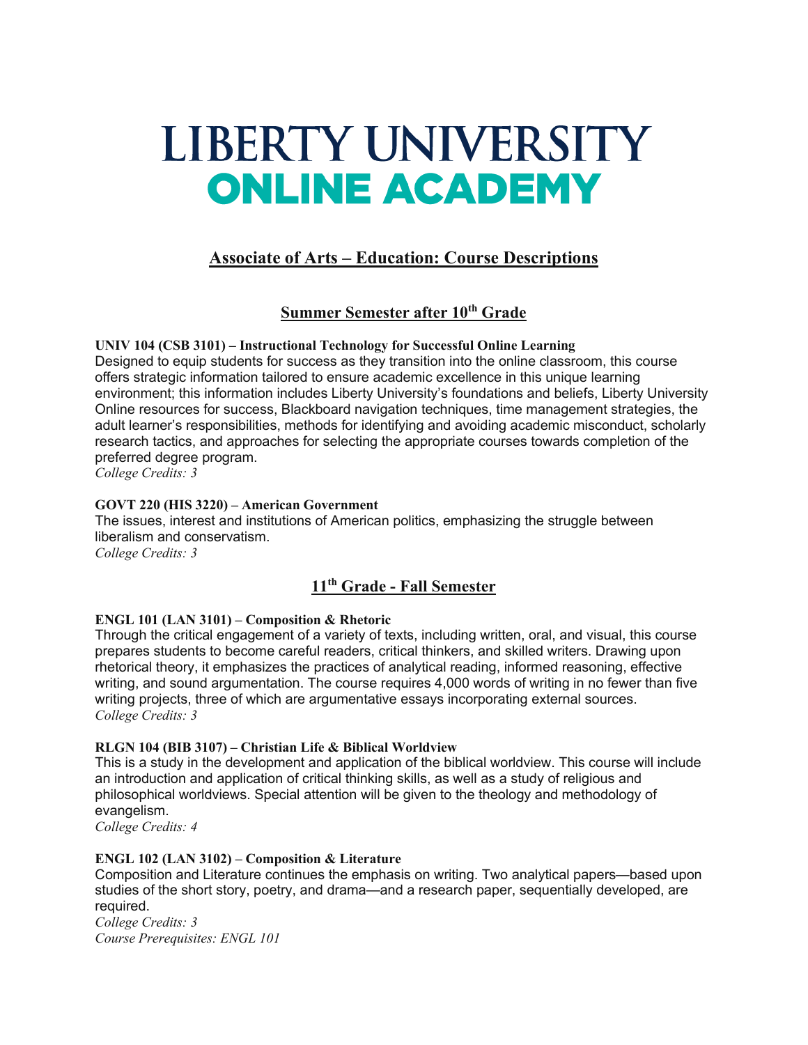# LIBERTY UNIVERSITY
# ONLINE ACADEMY

## Associate of Arts – Education: Course Descriptions

### Summer Semester after 10th Grade

**UNIV 104 (CSB 3101) – Instructional Technology for Successful Online Learning**
Designed to equip students for success as they transition into the online classroom, this course offers strategic information tailored to ensure academic excellence in this unique learning environment; this information includes Liberty University's foundations and beliefs, Liberty University Online resources for success, Blackboard navigation techniques, time management strategies, the adult learner's responsibilities, methods for identifying and avoiding academic misconduct, scholarly research tactics, and approaches for selecting the appropriate courses towards completion of the preferred degree program.
*College Credits: 3*

**GOVT 220 (HIS 3220) – American Government**
The issues, interest and institutions of American politics, emphasizing the struggle between liberalism and conservatism.
*College Credits: 3*

### 11th Grade - Fall Semester

**ENGL 101 (LAN 3101) – Composition & Rhetoric**
Through the critical engagement of a variety of texts, including written, oral, and visual, this course prepares students to become careful readers, critical thinkers, and skilled writers. Drawing upon rhetorical theory, it emphasizes the practices of analytical reading, informed reasoning, effective writing, and sound argumentation. The course requires 4,000 words of writing in no fewer than five writing projects, three of which are argumentative essays incorporating external sources.
*College Credits: 3*

**RLGN 104 (BIB 3107) – Christian Life & Biblical Worldview**
This is a study in the development and application of the biblical worldview. This course will include an introduction and application of critical thinking skills, as well as a study of religious and philosophical worldviews. Special attention will be given to the theology and methodology of evangelism.
*College Credits: 4*

**ENGL 102 (LAN 3102) – Composition & Literature**
Composition and Literature continues the emphasis on writing. Two analytical papers—based upon studies of the short story, poetry, and drama—and a research paper, sequentially developed, are required.
*College Credits: 3*
*Course Prerequisites: ENGL 101*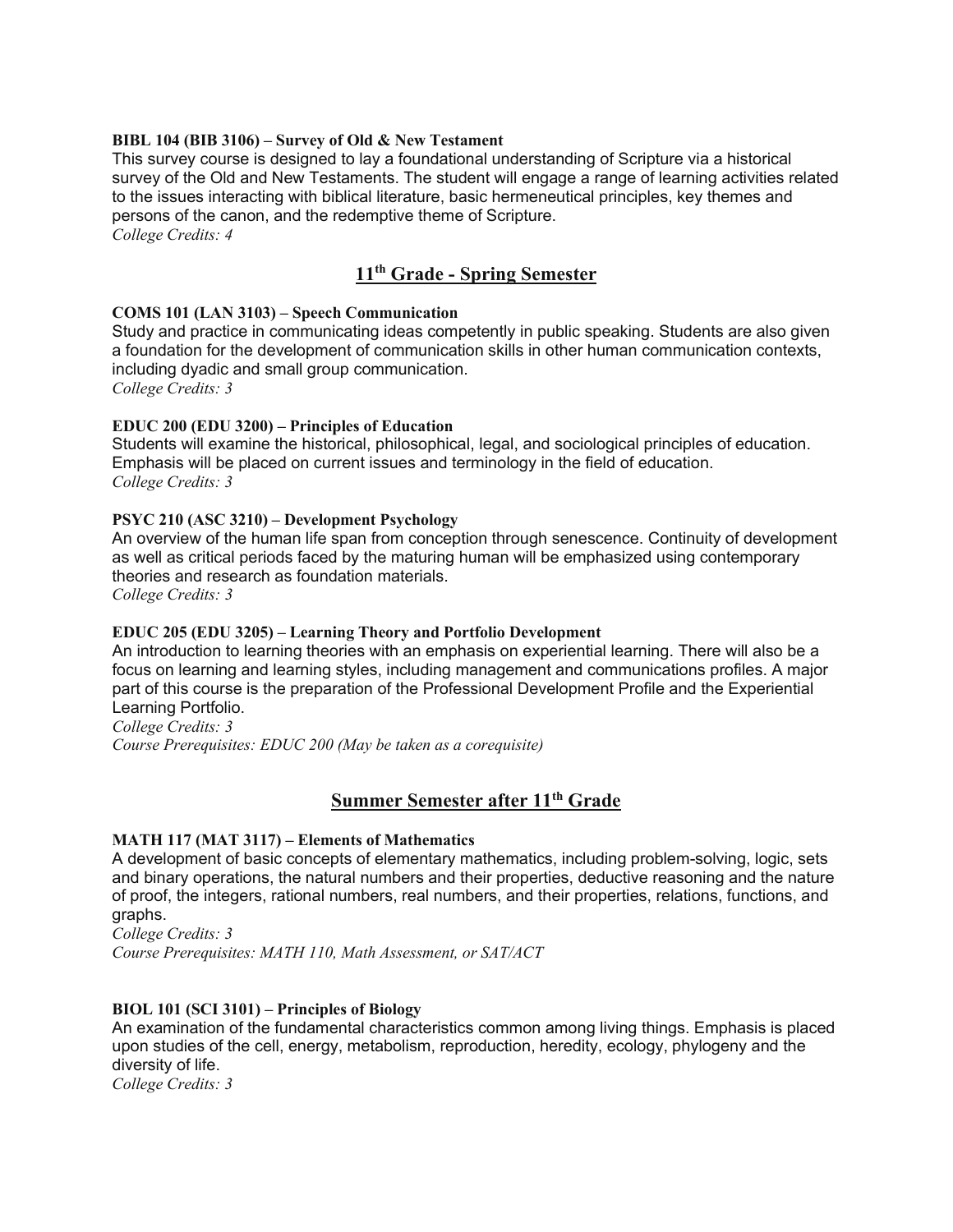**BIBL 104 (BIB 3106) – Survey of Old & New Testament**

This survey course is designed to lay a foundational understanding of Scripture via a historical survey of the Old and New Testaments. The student will engage a range of learning activities related to the issues interacting with biblical literature, basic hermeneutical principles, key themes and persons of the canon, and the redemptive theme of Scripture.

*College Credits: 4*

## 11th Grade - Spring Semester

**COMS 101 (LAN 3103) – Speech Communication**

Study and practice in communicating ideas competently in public speaking. Students are also given a foundation for the development of communication skills in other human communication contexts, including dyadic and small group communication.

*College Credits: 3*

**EDUC 200 (EDU 3200) – Principles of Education**

Students will examine the historical, philosophical, legal, and sociological principles of education. Emphasis will be placed on current issues and terminology in the field of education.

*College Credits: 3*

**PSYC 210 (ASC 3210) – Development Psychology**

An overview of the human life span from conception through senescence. Continuity of development as well as critical periods faced by the maturing human will be emphasized using contemporary theories and research as foundation materials.

*College Credits: 3*

**EDUC 205 (EDU 3205) – Learning Theory and Portfolio Development**

An introduction to learning theories with an emphasis on experiential learning. There will also be a focus on learning and learning styles, including management and communications profiles. A major part of this course is the preparation of the Professional Development Profile and the Experiential Learning Portfolio.

*College Credits: 3*

*Course Prerequisites: EDUC 200 (May be taken as a corequisite)*

## Summer Semester after 11th Grade

**MATH 117 (MAT 3117) – Elements of Mathematics**

A development of basic concepts of elementary mathematics, including problem-solving, logic, sets and binary operations, the natural numbers and their properties, deductive reasoning and the nature of proof, the integers, rational numbers, real numbers, and their properties, relations, functions, and graphs.

*College Credits: 3*

*Course Prerequisites: MATH 110, Math Assessment, or SAT/ACT*

**BIOL 101 (SCI 3101) – Principles of Biology**

An examination of the fundamental characteristics common among living things. Emphasis is placed upon studies of the cell, energy, metabolism, reproduction, heredity, ecology, phylogeny and the diversity of life.

*College Credits: 3*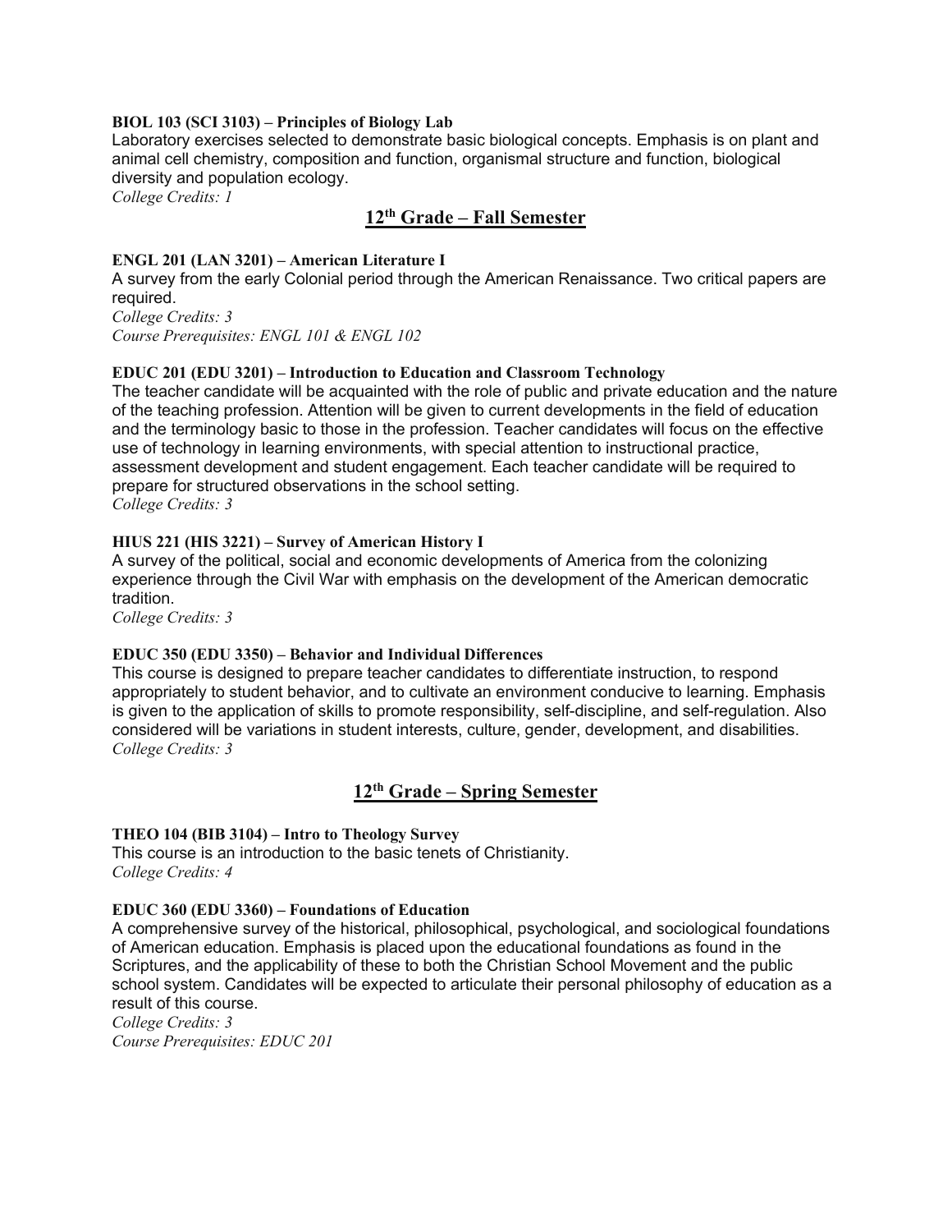**BIOL 103 (SCI 3103) – Principles of Biology Lab**

Laboratory exercises selected to demonstrate basic biological concepts. Emphasis is on plant and animal cell chemistry, composition and function, organismal structure and function, biological diversity and population ecology.

*College Credits: 1*

## 12th Grade – Fall Semester

**ENGL 201 (LAN 3201) – American Literature I**

A survey from the early Colonial period through the American Renaissance. Two critical papers are required.

*College Credits: 3*
*Course Prerequisites: ENGL 101 & ENGL 102*

**EDUC 201 (EDU 3201) – Introduction to Education and Classroom Technology**

The teacher candidate will be acquainted with the role of public and private education and the nature of the teaching profession. Attention will be given to current developments in the field of education and the terminology basic to those in the profession. Teacher candidates will focus on the effective use of technology in learning environments, with special attention to instructional practice, assessment development and student engagement. Each teacher candidate will be required to prepare for structured observations in the school setting.

*College Credits: 3*

**HIUS 221 (HIS 3221) – Survey of American History I**

A survey of the political, social and economic developments of America from the colonizing experience through the Civil War with emphasis on the development of the American democratic tradition.

*College Credits: 3*

**EDUC 350 (EDU 3350) – Behavior and Individual Differences**

This course is designed to prepare teacher candidates to differentiate instruction, to respond appropriately to student behavior, and to cultivate an environment conducive to learning. Emphasis is given to the application of skills to promote responsibility, self-discipline, and self-regulation. Also considered will be variations in student interests, culture, gender, development, and disabilities.

*College Credits: 3*

## 12th Grade – Spring Semester

**THEO 104 (BIB 3104) – Intro to Theology Survey**

This course is an introduction to the basic tenets of Christianity.

*College Credits: 4*

**EDUC 360 (EDU 3360) – Foundations of Education**

A comprehensive survey of the historical, philosophical, psychological, and sociological foundations of American education. Emphasis is placed upon the educational foundations as found in the Scriptures, and the applicability of these to both the Christian School Movement and the public school system. Candidates will be expected to articulate their personal philosophy of education as a result of this course.

*College Credits: 3*
*Course Prerequisites: EDUC 201*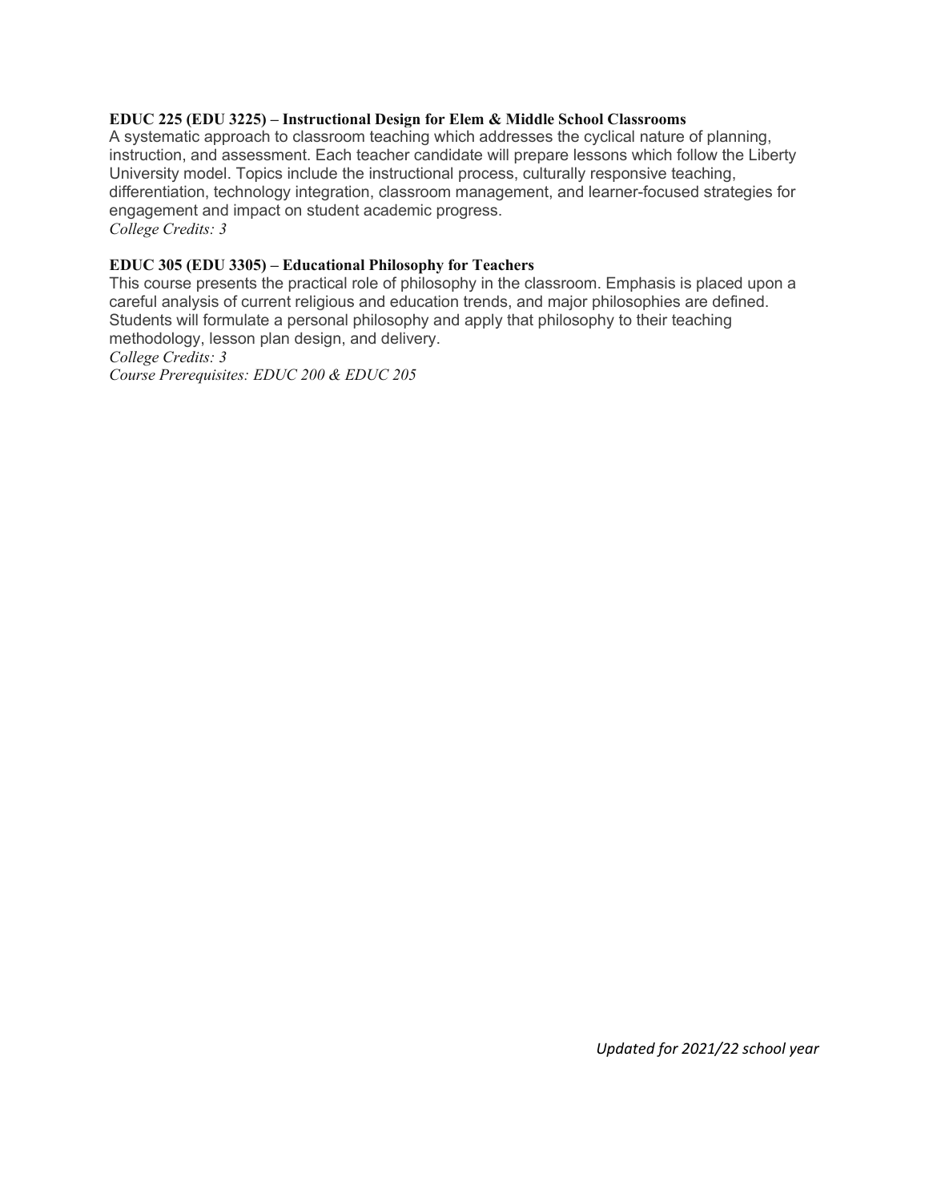**EDUC 225 (EDU 3225) – Instructional Design for Elem & Middle School Classrooms**
A systematic approach to classroom teaching which addresses the cyclical nature of planning, instruction, and assessment. Each teacher candidate will prepare lessons which follow the Liberty University model. Topics include the instructional process, culturally responsive teaching, differentiation, technology integration, classroom management, and learner-focused strategies for engagement and impact on student academic progress.
*College Credits: 3*

**EDUC 305 (EDU 3305) – Educational Philosophy for Teachers**
This course presents the practical role of philosophy in the classroom. Emphasis is placed upon a careful analysis of current religious and education trends, and major philosophies are defined. Students will formulate a personal philosophy and apply that philosophy to their teaching methodology, lesson plan design, and delivery.
*College Credits: 3*
*Course Prerequisites: EDUC 200 & EDUC 205*

*Updated for 2021/22 school year*